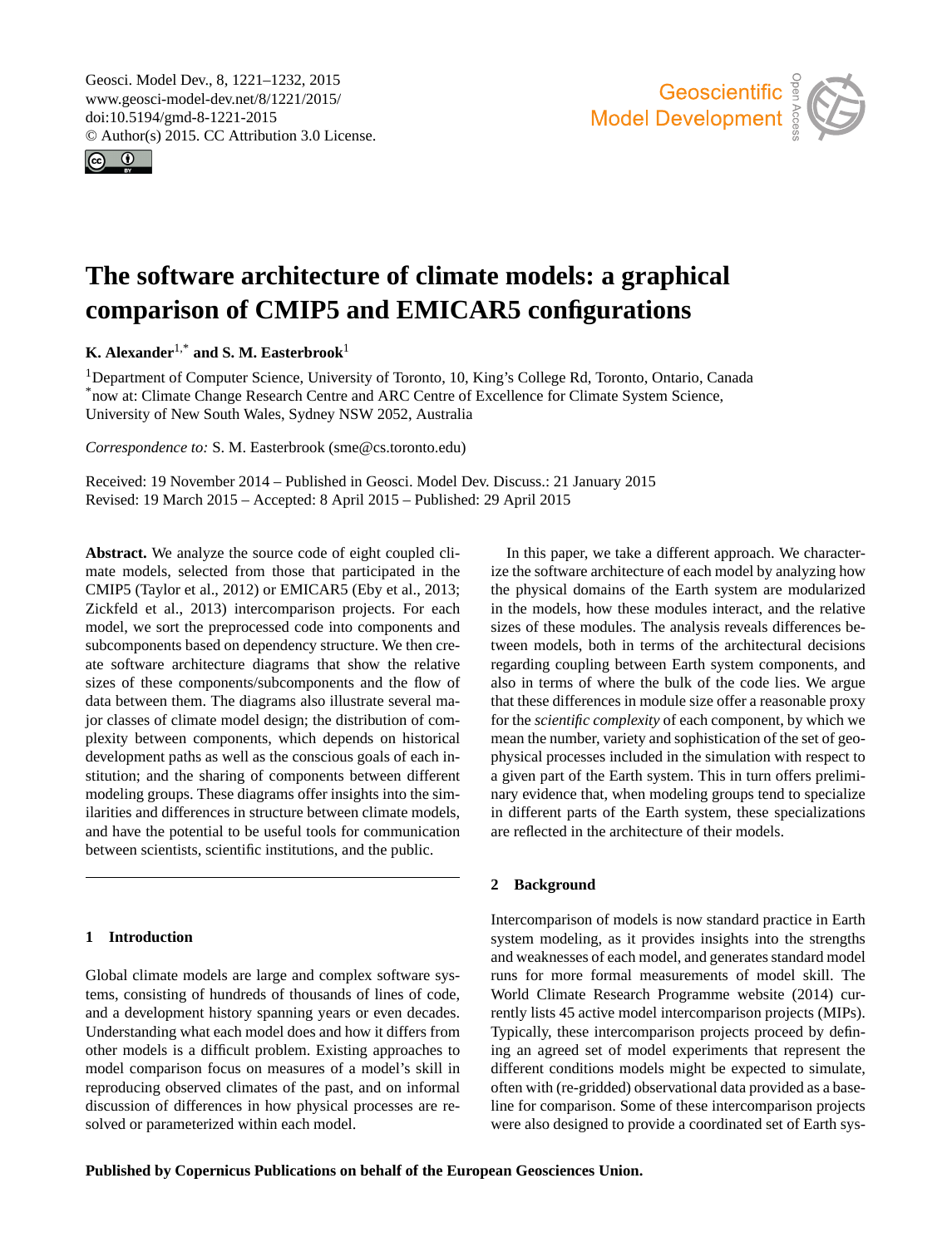# The software architecture of climate models: a graphical comparison of CMIP5 and EMICAR5 configurations

**K. Alexander**[1,*] **and S. M. Easterbrook**[1]

[1]Department of Computer Science, University of Toronto, 10, King's College Rd, Toronto, Ontario, Canada
[*]now at: Climate Change Research Centre and ARC Centre of Excellence for Climate System Science, University of New South Wales, Sydney NSW 2052, Australia

*Correspondence to:* S. M. Easterbrook (sme@cs.toronto.edu)

Received: 19 November 2014 – Published in Geosci. Model Dev. Discuss.: 21 January 2015
Revised: 19 March 2015 – Accepted: 8 April 2015 – Published: 29 April 2015

**Abstract.** We analyze the source code of eight coupled climate models, selected from those that participated in the CMIP5 (Taylor et al., 2012) or EMICAR5 (Eby et al., 2013; Zickfeld et al., 2013) intercomparison projects. For each model, we sort the preprocessed code into components and subcomponents based on dependency structure. We then create software architecture diagrams that show the relative sizes of these components/subcomponents and the flow of data between them. The diagrams also illustrate several major classes of climate model design; the distribution of complexity between components, which depends on historical development paths as well as the conscious goals of each institution; and the sharing of components between different modeling groups. These diagrams offer insights into the similarities and differences in structure between climate models, and have the potential to be useful tools for communication between scientists, scientific institutions, and the public.

## 1 Introduction

Global climate models are large and complex software systems, consisting of hundreds of thousands of lines of code, and a development history spanning years or even decades. Understanding what each model does and how it differs from other models is a difficult problem. Existing approaches to model comparison focus on measures of a model's skill in reproducing observed climates of the past, and on informal discussion of differences in how physical processes are resolved or parameterized within each model.

In this paper, we take a different approach. We characterize the software architecture of each model by analyzing how the physical domains of the Earth system are modularized in the models, how these modules interact, and the relative sizes of these modules. The analysis reveals differences between models, both in terms of the architectural decisions regarding coupling between Earth system components, and also in terms of where the bulk of the code lies. We argue that these differences in module size offer a reasonable proxy for the *scientific complexity* of each component, by which we mean the number, variety and sophistication of the set of geophysical processes included in the simulation with respect to a given part of the Earth system. This in turn offers preliminary evidence that, when modeling groups tend to specialize in different parts of the Earth system, these specializations are reflected in the architecture of their models.

## 2 Background

Intercomparison of models is now standard practice in Earth system modeling, as it provides insights into the strengths and weaknesses of each model, and generates standard model runs for more formal measurements of model skill. The World Climate Research Programme website (2014) currently lists 45 active model intercomparison projects (MIPs). Typically, these intercomparison projects proceed by defining an agreed set of model experiments that represent the different conditions models might be expected to simulate, often with (re-gridded) observational data provided as a baseline for comparison. Some of these intercomparison projects were also designed to provide a coordinated set of Earth sys-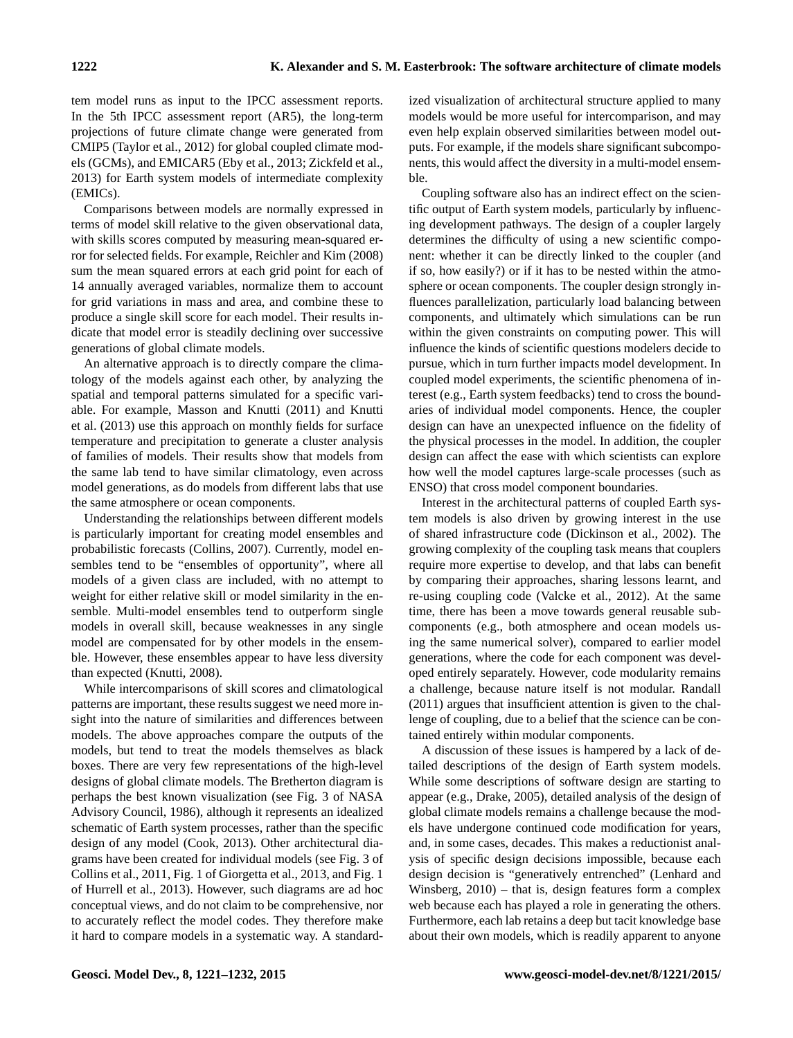tem model runs as input to the IPCC assessment reports. In the 5th IPCC assessment report (AR5), the long-term projections of future climate change were generated from CMIP5 (Taylor et al., 2012) for global coupled climate models (GCMs), and EMICAR5 (Eby et al., 2013; Zickfeld et al., 2013) for Earth system models of intermediate complexity (EMICs).

Comparisons between models are normally expressed in terms of model skill relative to the given observational data, with skills scores computed by measuring mean-squared error for selected fields. For example, Reichler and Kim (2008) sum the mean squared errors at each grid point for each of 14 annually averaged variables, normalize them to account for grid variations in mass and area, and combine these to produce a single skill score for each model. Their results indicate that model error is steadily declining over successive generations of global climate models.

An alternative approach is to directly compare the climatology of the models against each other, by analyzing the spatial and temporal patterns simulated for a specific variable. For example, Masson and Knutti (2011) and Knutti et al. (2013) use this approach on monthly fields for surface temperature and precipitation to generate a cluster analysis of families of models. Their results show that models from the same lab tend to have similar climatology, even across model generations, as do models from different labs that use the same atmosphere or ocean components.

Understanding the relationships between different models is particularly important for creating model ensembles and probabilistic forecasts (Collins, 2007). Currently, model ensembles tend to be "ensembles of opportunity", where all models of a given class are included, with no attempt to weight for either relative skill or model similarity in the ensemble. Multi-model ensembles tend to outperform single models in overall skill, because weaknesses in any single model are compensated for by other models in the ensemble. However, these ensembles appear to have less diversity than expected (Knutti, 2008).

While intercomparisons of skill scores and climatological patterns are important, these results suggest we need more insight into the nature of similarities and differences between models. The above approaches compare the outputs of the models, but tend to treat the models themselves as black boxes. There are very few representations of the high-level designs of global climate models. The Bretherton diagram is perhaps the best known visualization (see Fig. 3 of NASA Advisory Council, 1986), although it represents an idealized schematic of Earth system processes, rather than the specific design of any model (Cook, 2013). Other architectural diagrams have been created for individual models (see Fig. 3 of Collins et al., 2011, Fig. 1 of Giorgetta et al., 2013, and Fig. 1 of Hurrell et al., 2013). However, such diagrams are ad hoc conceptual views, and do not claim to be comprehensive, nor to accurately reflect the model codes. They therefore make it hard to compare models in a systematic way. A standardized visualization of architectural structure applied to many models would be more useful for intercomparison, and may even help explain observed similarities between model outputs. For example, if the models share significant subcomponents, this would affect the diversity in a multi-model ensemble.

Coupling software also has an indirect effect on the scientific output of Earth system models, particularly by influencing development pathways. The design of a coupler largely determines the difficulty of using a new scientific component: whether it can be directly linked to the coupler (and if so, how easily?) or if it has to be nested within the atmosphere or ocean components. The coupler design strongly influences parallelization, particularly load balancing between components, and ultimately which simulations can be run within the given constraints on computing power. This will influence the kinds of scientific questions modelers decide to pursue, which in turn further impacts model development. In coupled model experiments, the scientific phenomena of interest (e.g., Earth system feedbacks) tend to cross the boundaries of individual model components. Hence, the coupler design can have an unexpected influence on the fidelity of the physical processes in the model. In addition, the coupler design can affect the ease with which scientists can explore how well the model captures large-scale processes (such as ENSO) that cross model component boundaries.

Interest in the architectural patterns of coupled Earth system models is also driven by growing interest in the use of shared infrastructure code (Dickinson et al., 2002). The growing complexity of the coupling task means that couplers require more expertise to develop, and that labs can benefit by comparing their approaches, sharing lessons learnt, and re-using coupling code (Valcke et al., 2012). At the same time, there has been a move towards general reusable subcomponents (e.g., both atmosphere and ocean models using the same numerical solver), compared to earlier model generations, where the code for each component was developed entirely separately. However, code modularity remains a challenge, because nature itself is not modular. Randall (2011) argues that insufficient attention is given to the challenge of coupling, due to a belief that the science can be contained entirely within modular components.

A discussion of these issues is hampered by a lack of detailed descriptions of the design of Earth system models. While some descriptions of software design are starting to appear (e.g., Drake, 2005), detailed analysis of the design of global climate models remains a challenge because the models have undergone continued code modification for years, and, in some cases, decades. This makes a reductionist analysis of specific design decisions impossible, because each design decision is "generatively entrenched" (Lenhard and Winsberg, 2010) – that is, design features form a complex web because each has played a role in generating the others. Furthermore, each lab retains a deep but tacit knowledge base about their own models, which is readily apparent to anyone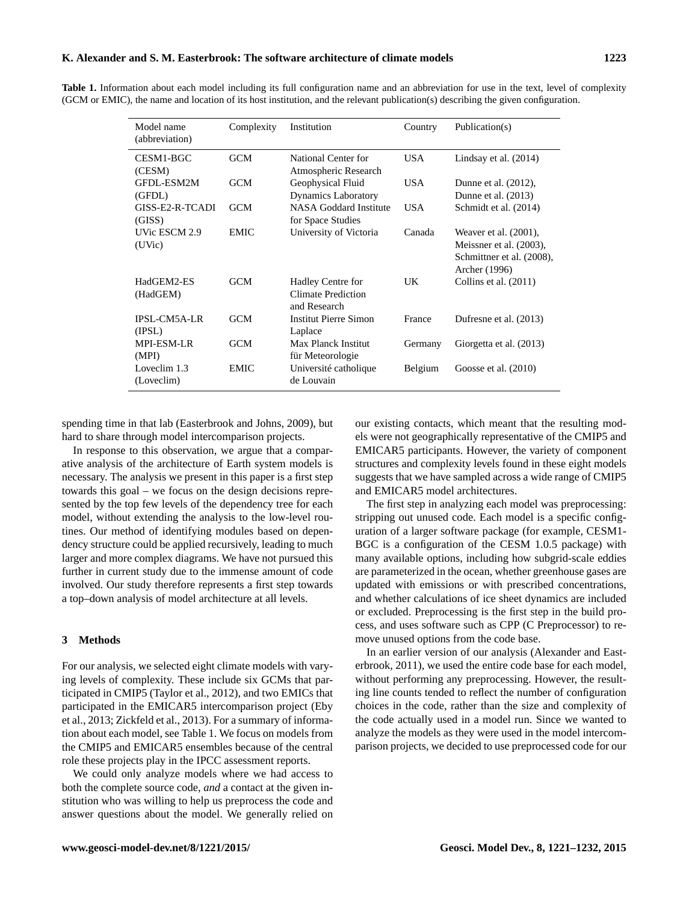**Table 1.** Information about each model including its full configuration name and an abbreviation for use in the text, level of complexity (GCM or EMIC), the name and location of its host institution, and the relevant publication(s) describing the given configuration.

| Model name (abbreviation) | Complexity | Institution | Country | Publication(s) |
|---|---|---|---|---|
| CESM1-BGC (CESM) | GCM | National Center for Atmospheric Research | USA | Lindsay et al. (2014) |
| GFDL-ESM2M (GFDL) | GCM | Geophysical Fluid Dynamics Laboratory | USA | Dunne et al. (2012), Dunne et al. (2013) |
| GISS-E2-R-TCADI (GISS) | GCM | NASA Goddard Institute for Space Studies | USA | Schmidt et al. (2014) |
| UVic ESCM 2.9 (UVic) | EMIC | University of Victoria | Canada | Weaver et al. (2001), Meissner et al. (2003), Schmittner et al. (2008), Archer (1996) |
| HadGEM2-ES (HadGEM) | GCM | Hadley Centre for Climate Prediction and Research | UK | Collins et al. (2011) |
| IPSL-CM5A-LR (IPSL) | GCM | Institut Pierre Simon Laplace | France | Dufresne et al. (2013) |
| MPI-ESM-LR (MPI) | GCM | Max Planck Institut für Meteorologie | Germany | Giorgetta et al. (2013) |
| Loveclim 1.3 (Loveclim) | EMIC | Université catholique de Louvain | Belgium | Goosse et al. (2010) |

spending time in that lab (Easterbrook and Johns, 2009), but hard to share through model intercomparison projects.

In response to this observation, we argue that a comparative analysis of the architecture of Earth system models is necessary. The analysis we present in this paper is a first step towards this goal – we focus on the design decisions represented by the top few levels of the dependency tree for each model, without extending the analysis to the low-level routines. Our method of identifying modules based on dependency structure could be applied recursively, leading to much larger and more complex diagrams. We have not pursued this further in current study due to the immense amount of code involved. Our study therefore represents a first step towards a top–down analysis of model architecture at all levels.

## 3 Methods

For our analysis, we selected eight climate models with varying levels of complexity. These include six GCMs that participated in CMIP5 (Taylor et al., 2012), and two EMICs that participated in the EMICAR5 intercomparison project (Eby et al., 2013; Zickfeld et al., 2013). For a summary of information about each model, see Table 1. We focus on models from the CMIP5 and EMICAR5 ensembles because of the central role these projects play in the IPCC assessment reports.

We could only analyze models where we had access to both the complete source code, *and* a contact at the given institution who was willing to help us preprocess the code and answer questions about the model. We generally relied on our existing contacts, which meant that the resulting models were not geographically representative of the CMIP5 and EMICAR5 participants. However, the variety of component structures and complexity levels found in these eight models suggests that we have sampled across a wide range of CMIP5 and EMICAR5 model architectures.

The first step in analyzing each model was preprocessing: stripping out unused code. Each model is a specific configuration of a larger software package (for example, CESM1-BGC is a configuration of the CESM 1.0.5 package) with many available options, including how subgrid-scale eddies are parameterized in the ocean, whether greenhouse gases are updated with emissions or with prescribed concentrations, and whether calculations of ice sheet dynamics are included or excluded. Preprocessing is the first step in the build process, and uses software such as CPP (C Preprocessor) to remove unused options from the code base.

In an earlier version of our analysis (Alexander and Easterbrook, 2011), we used the entire code base for each model, without performing any preprocessing. However, the resulting line counts tended to reflect the number of configuration choices in the code, rather than the size and complexity of the code actually used in a model run. Since we wanted to analyze the models as they were used in the model intercomparison projects, we decided to use preprocessed code for our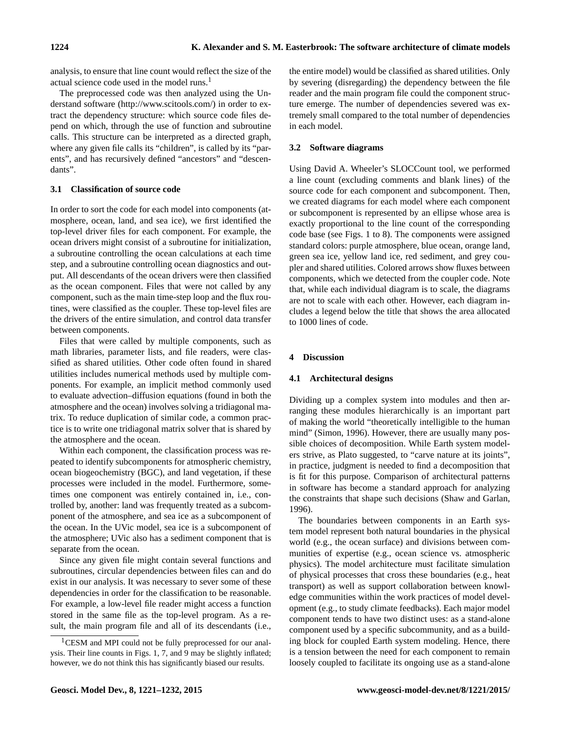analysis, to ensure that line count would reflect the size of the actual science code used in the model runs.[1]

The preprocessed code was then analyzed using the Understand software (http://www.scitools.com/) in order to extract the dependency structure: which source code files depend on which, through the use of function and subroutine calls. This structure can be interpreted as a directed graph, where any given file calls its "children", is called by its "parents", and has recursively defined "ancestors" and "descendants".

### 3.1 Classification of source code

In order to sort the code for each model into components (atmosphere, ocean, land, and sea ice), we first identified the top-level driver files for each component. For example, the ocean drivers might consist of a subroutine for initialization, a subroutine controlling the ocean calculations at each time step, and a subroutine controlling ocean diagnostics and output. All descendants of the ocean drivers were then classified as the ocean component. Files that were not called by any component, such as the main time-step loop and the flux routines, were classified as the coupler. These top-level files are the drivers of the entire simulation, and control data transfer between components.

Files that were called by multiple components, such as math libraries, parameter lists, and file readers, were classified as shared utilities. Other code often found in shared utilities includes numerical methods used by multiple components. For example, an implicit method commonly used to evaluate advection–diffusion equations (found in both the atmosphere and the ocean) involves solving a tridiagonal matrix. To reduce duplication of similar code, a common practice is to write one tridiagonal matrix solver that is shared by the atmosphere and the ocean.

Within each component, the classification process was repeated to identify subcomponents for atmospheric chemistry, ocean biogeochemistry (BGC), and land vegetation, if these processes were included in the model. Furthermore, sometimes one component was entirely contained in, i.e., controlled by, another: land was frequently treated as a subcomponent of the atmosphere, and sea ice as a subcomponent of the ocean. In the UVic model, sea ice is a subcomponent of the atmosphere; UVic also has a sediment component that is separate from the ocean.

Since any given file might contain several functions and subroutines, circular dependencies between files can and do exist in our analysis. It was necessary to sever some of these dependencies in order for the classification to be reasonable. For example, a low-level file reader might access a function stored in the same file as the top-level program. As a result, the main program file and all of its descendants (i.e., the entire model) would be classified as shared utilities. Only by severing (disregarding) the dependency between the file reader and the main program file could the component structure emerge. The number of dependencies severed was extremely small compared to the total number of dependencies in each model.

### 3.2 Software diagrams

Using David A. Wheeler's SLOCCount tool, we performed a line count (excluding comments and blank lines) of the source code for each component and subcomponent. Then, we created diagrams for each model where each component or subcomponent is represented by an ellipse whose area is exactly proportional to the line count of the corresponding code base (see Figs. 1 to 8). The components were assigned standard colors: purple atmosphere, blue ocean, orange land, green sea ice, yellow land ice, red sediment, and grey coupler and shared utilities. Colored arrows show fluxes between components, which we detected from the coupler code. Note that, while each individual diagram is to scale, the diagrams are not to scale with each other. However, each diagram includes a legend below the title that shows the area allocated to 1000 lines of code.

## 4 Discussion

### 4.1 Architectural designs

Dividing up a complex system into modules and then arranging these modules hierarchically is an important part of making the world "theoretically intelligible to the human mind" (Simon, 1996). However, there are usually many possible choices of decomposition. While Earth system modelers strive, as Plato suggested, to "carve nature at its joints", in practice, judgment is needed to find a decomposition that is fit for this purpose. Comparison of architectural patterns in software has become a standard approach for analyzing the constraints that shape such decisions (Shaw and Garlan, 1996).

The boundaries between components in an Earth system model represent both natural boundaries in the physical world (e.g., the ocean surface) and divisions between communities of expertise (e.g., ocean science vs. atmospheric physics). The model architecture must facilitate simulation of physical processes that cross these boundaries (e.g., heat transport) as well as support collaboration between knowledge communities within the work practices of model development (e.g., to study climate feedbacks). Each major model component tends to have two distinct uses: as a stand-alone component used by a specific subcommunity, and as a building block for coupled Earth system modeling. Hence, there is a tension between the need for each component to remain loosely coupled to facilitate its ongoing use as a stand-alone

[1] CESM and MPI could not be fully preprocessed for our analysis. Their line counts in Figs. 1, 7, and 9 may be slightly inflated; however, we do not think this has significantly biased our results.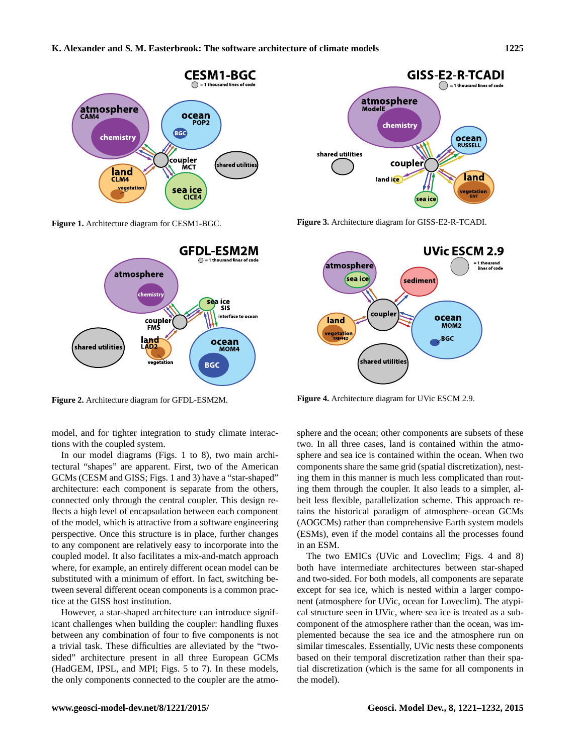Figure 1. Architecture diagram for CESM1-BGC.

Figure 3. Architecture diagram for GISS-E2-R-TCADI.

Figure 2. Architecture diagram for GFDL-ESM2M.

Figure 4. Architecture diagram for UVic ESCM 2.9.

model, and for tighter integration to study climate interactions with the coupled system.

In our model diagrams (Figs. 1 to 8), two main architectural "shapes" are apparent. First, two of the American GCMs (CESM and GISS; Figs. 1 and 3) have a "star-shaped" architecture: each component is separate from the others, connected only through the central coupler. This design reflects a high level of encapsulation between each component of the model, which is attractive from a software engineering perspective. Once this structure is in place, further changes to any component are relatively easy to incorporate into the coupled model. It also facilitates a mix-and-match approach where, for example, an entirely different ocean model can be substituted with a minimum of effort. In fact, switching between several different ocean components is a common practice at the GISS host institution.

However, a star-shaped architecture can introduce significant challenges when building the coupler: handling fluxes between any combination of four to five components is not a trivial task. These difficulties are alleviated by the "two-sided" architecture present in all three European GCMs (HadGEM, IPSL, and MPI; Figs. 5 to 7). In these models, the only components connected to the coupler are the atmosphere and the ocean; other components are subsets of these two. In all three cases, land is contained within the atmosphere and sea ice is contained within the ocean. When two components share the same grid (spatial discretization), nesting them in this manner is much less complicated than routing them through the coupler. It also leads to a simpler, albeit less flexible, parallelization scheme. This approach retains the historical paradigm of atmosphere–ocean GCMs (AOGCMs) rather than comprehensive Earth system models (ESMs), even if the model contains all the processes found in an ESM.

The two EMICs (UVic and Loveclim; Figs. 4 and 8) both have intermediate architectures between star-shaped and two-sided. For both models, all components are separate except for sea ice, which is nested within a larger component (atmosphere for UVic, ocean for Loveclim). The atypical structure seen in UVic, where sea ice is treated as a subcomponent of the atmosphere rather than the ocean, was implemented because the sea ice and the atmosphere run on similar timescales. Essentially, UVic nests these components based on their temporal discretization rather than their spatial discretization (which is the same for all components in the model).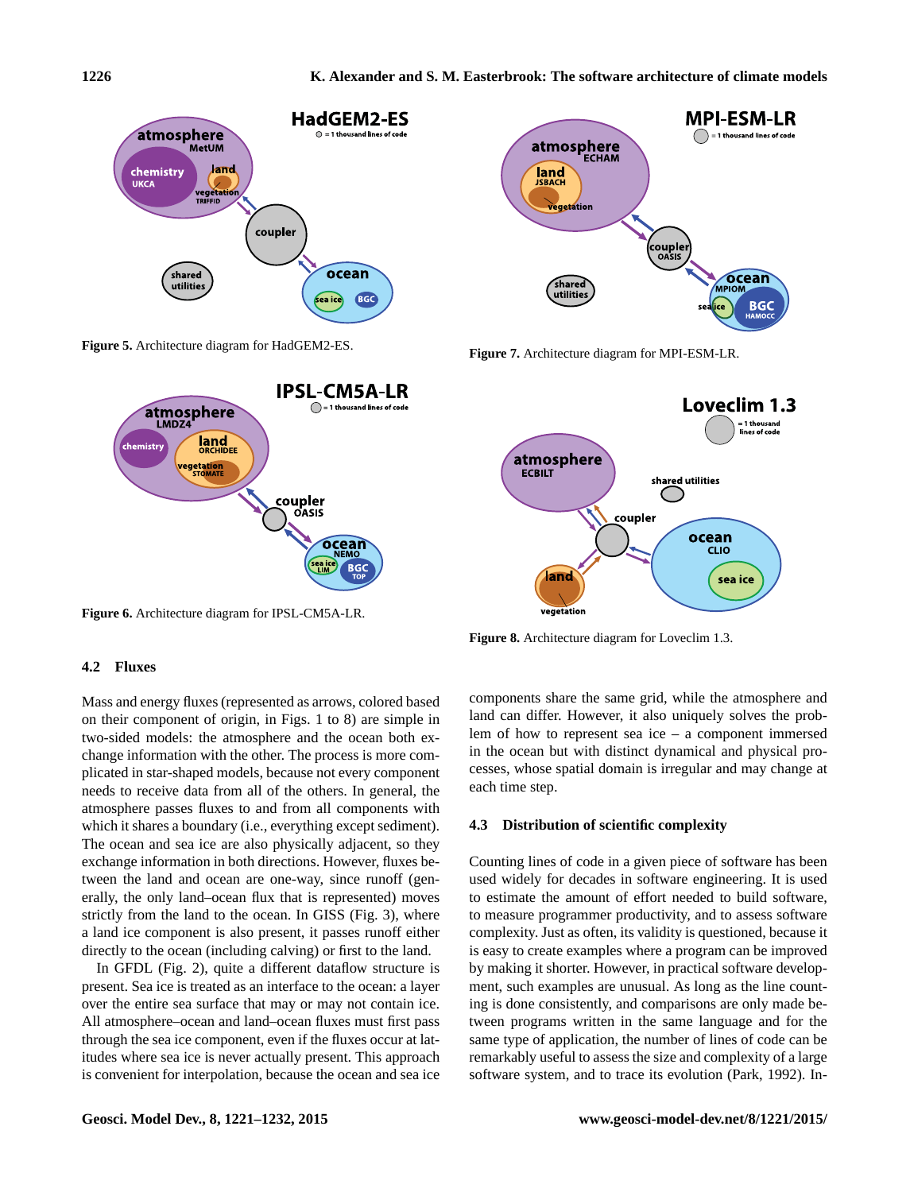Figure 5. Architecture diagram for HadGEM2-ES.

Figure 7. Architecture diagram for MPI-ESM-LR.

Figure 6. Architecture diagram for IPSL-CM5A-LR.

Figure 8. Architecture diagram for Loveclim 1.3.

### 4.2 Fluxes

Mass and energy fluxes (represented as arrows, colored based on their component of origin, in Figs. 1 to 8) are simple in two-sided models: the atmosphere and the ocean both exchange information with the other. The process is more complicated in star-shaped models, because not every component needs to receive data from all of the others. In general, the atmosphere passes fluxes to and from all components with which it shares a boundary (i.e., everything except sediment). The ocean and sea ice are also physically adjacent, so they exchange information in both directions. However, fluxes between the land and ocean are one-way, since runoff (generally, the only land–ocean flux that is represented) moves strictly from the land to the ocean. In GISS (Fig. 3), where a land ice component is also present, it passes runoff either directly to the ocean (including calving) or first to the land.

In GFDL (Fig. 2), quite a different dataflow structure is present. Sea ice is treated as an interface to the ocean: a layer over the entire sea surface that may or may not contain ice. All atmosphere–ocean and land–ocean fluxes must first pass through the sea ice component, even if the fluxes occur at latitudes where sea ice is never actually present. This approach is convenient for interpolation, because the ocean and sea ice components share the same grid, while the atmosphere and land can differ. However, it also uniquely solves the problem of how to represent sea ice – a component immersed in the ocean but with distinct dynamical and physical processes, whose spatial domain is irregular and may change at each time step.

### 4.3 Distribution of scientific complexity

Counting lines of code in a given piece of software has been used widely for decades in software engineering. It is used to estimate the amount of effort needed to build software, to measure programmer productivity, and to assess software complexity. Just as often, its validity is questioned, because it is easy to create examples where a program can be improved by making it shorter. However, in practical software development, such examples are unusual. As long as the line counting is done consistently, and comparisons are only made between programs written in the same language and for the same type of application, the number of lines of code can be remarkably useful to assess the size and complexity of a large software system, and to trace its evolution (Park, 1992). In-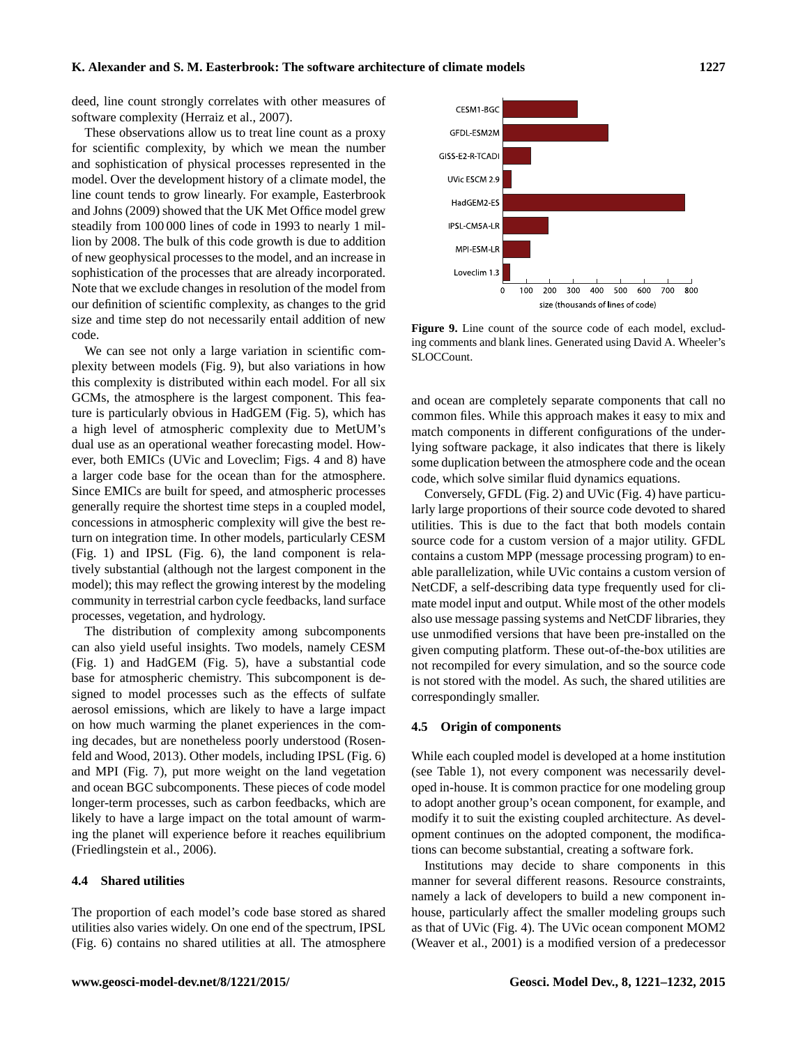deed, line count strongly correlates with other measures of software complexity (Herraiz et al., 2007).

These observations allow us to treat line count as a proxy for scientific complexity, by which we mean the number and sophistication of physical processes represented in the model. Over the development history of a climate model, the line count tends to grow linearly. For example, Easterbrook and Johns (2009) showed that the UK Met Office model grew steadily from 100 000 lines of code in 1993 to nearly 1 million by 2008. The bulk of this code growth is due to addition of new geophysical processes to the model, and an increase in sophistication of the processes that are already incorporated. Note that we exclude changes in resolution of the model from our definition of scientific complexity, as changes to the grid size and time step do not necessarily entail addition of new code.

We can see not only a large variation in scientific complexity between models (Fig. 9), but also variations in how this complexity is distributed within each model. For all six GCMs, the atmosphere is the largest component. This feature is particularly obvious in HadGEM (Fig. 5), which has a high level of atmospheric complexity due to MetUM's dual use as an operational weather forecasting model. However, both EMICs (UVic and Loveclim; Figs. 4 and 8) have a larger code base for the ocean than for the atmosphere. Since EMICs are built for speed, and atmospheric processes generally require the shortest time steps in a coupled model, concessions in atmospheric complexity will give the best return on integration time. In other models, particularly CESM (Fig. 1) and IPSL (Fig. 6), the land component is relatively substantial (although not the largest component in the model); this may reflect the growing interest by the modeling community in terrestrial carbon cycle feedbacks, land surface processes, vegetation, and hydrology.

The distribution of complexity among subcomponents can also yield useful insights. Two models, namely CESM (Fig. 1) and HadGEM (Fig. 5), have a substantial code base for atmospheric chemistry. This subcomponent is designed to model processes such as the effects of sulfate aerosol emissions, which are likely to have a large impact on how much warming the planet experiences in the coming decades, but are nonetheless poorly understood (Rosenfeld and Wood, 2013). Other models, including IPSL (Fig. 6) and MPI (Fig. 7), put more weight on the land vegetation and ocean BGC subcomponents. These pieces of code model longer-term processes, such as carbon feedbacks, which are likely to have a large impact on the total amount of warming the planet will experience before it reaches equilibrium (Friedlingstein et al., 2006).

### 4.4 Shared utilities

The proportion of each model's code base stored as shared utilities also varies widely. On one end of the spectrum, IPSL (Fig. 6) contains no shared utilities at all. The atmosphere and ocean are completely separate components that call no common files. While this approach makes it easy to mix and match components in different configurations of the underlying software package, it also indicates that there is likely some duplication between the atmosphere code and the ocean code, which solve similar fluid dynamics equations.

Conversely, GFDL (Fig. 2) and UVic (Fig. 4) have particularly large proportions of their source code devoted to shared utilities. This is due to the fact that both models contain source code for a custom version of a major utility. GFDL contains a custom MPP (message processing program) to enable parallelization, while UVic contains a custom version of NetCDF, a self-describing data type frequently used for climate model input and output. While most of the other models also use message passing systems and NetCDF libraries, they use unmodified versions that have been pre-installed on the given computing platform. These out-of-the-box utilities are not recompiled for every simulation, and so the source code is not stored with the model. As such, the shared utilities are correspondingly smaller.

**Figure 9.** Line count of the source code of each model, excluding comments and blank lines. Generated using David A. Wheeler's SLOCCount.

### 4.5 Origin of components

While each coupled model is developed at a home institution (see Table 1), not every component was necessarily developed in-house. It is common practice for one modeling group to adopt another group's ocean component, for example, and modify it to suit the existing coupled architecture. As development continues on the adopted component, the modifications can become substantial, creating a software fork.

Institutions may decide to share components in this manner for several different reasons. Resource constraints, namely a lack of developers to build a new component in-house, particularly affect the smaller modeling groups such as that of UVic (Fig. 4). The UVic ocean component MOM2 (Weaver et al., 2001) is a modified version of a predecessor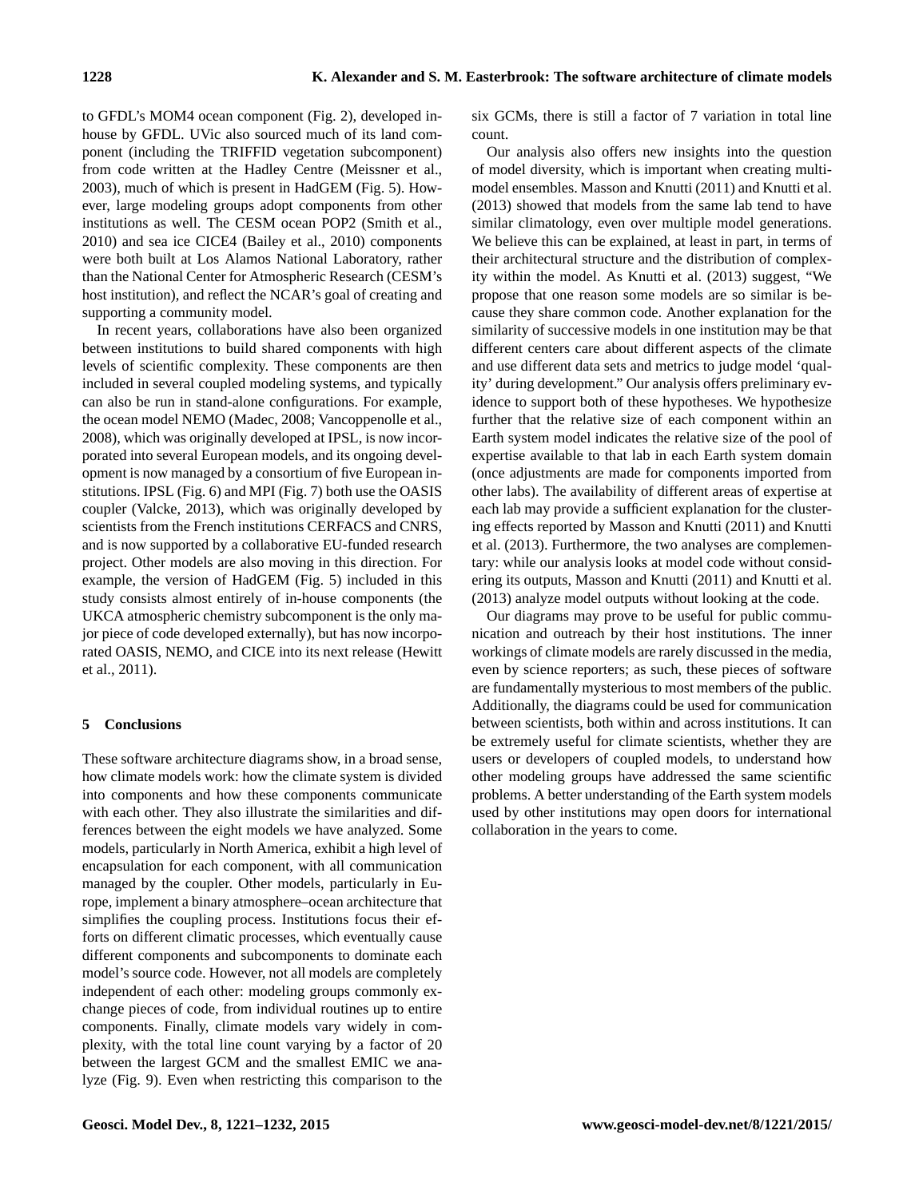to GFDL's MOM4 ocean component (Fig. 2), developed in-house by GFDL. UVic also sourced much of its land component (including the TRIFFID vegetation subcomponent) from code written at the Hadley Centre (Meissner et al., 2003), much of which is present in HadGEM (Fig. 5). However, large modeling groups adopt components from other institutions as well. The CESM ocean POP2 (Smith et al., 2010) and sea ice CICE4 (Bailey et al., 2010) components were both built at Los Alamos National Laboratory, rather than the National Center for Atmospheric Research (CESM's host institution), and reflect the NCAR's goal of creating and supporting a community model.

In recent years, collaborations have also been organized between institutions to build shared components with high levels of scientific complexity. These components are then included in several coupled modeling systems, and typically can also be run in stand-alone configurations. For example, the ocean model NEMO (Madec, 2008; Vancoppenolle et al., 2008), which was originally developed at IPSL, is now incorporated into several European models, and its ongoing development is now managed by a consortium of five European institutions. IPSL (Fig. 6) and MPI (Fig. 7) both use the OASIS coupler (Valcke, 2013), which was originally developed by scientists from the French institutions CERFACS and CNRS, and is now supported by a collaborative EU-funded research project. Other models are also moving in this direction. For example, the version of HadGEM (Fig. 5) included in this study consists almost entirely of in-house components (the UKCA atmospheric chemistry subcomponent is the only major piece of code developed externally), but has now incorporated OASIS, NEMO, and CICE into its next release (Hewitt et al., 2011).

## 5 Conclusions

These software architecture diagrams show, in a broad sense, how climate models work: how the climate system is divided into components and how these components communicate with each other. They also illustrate the similarities and differences between the eight models we have analyzed. Some models, particularly in North America, exhibit a high level of encapsulation for each component, with all communication managed by the coupler. Other models, particularly in Europe, implement a binary atmosphere–ocean architecture that simplifies the coupling process. Institutions focus their efforts on different climatic processes, which eventually cause different components and subcomponents to dominate each model's source code. However, not all models are completely independent of each other: modeling groups commonly exchange pieces of code, from individual routines up to entire components. Finally, climate models vary widely in complexity, with the total line count varying by a factor of 20 between the largest GCM and the smallest EMIC we analyze (Fig. 9). Even when restricting this comparison to the six GCMs, there is still a factor of 7 variation in total line count.

Our analysis also offers new insights into the question of model diversity, which is important when creating multi-model ensembles. Masson and Knutti (2011) and Knutti et al. (2013) showed that models from the same lab tend to have similar climatology, even over multiple model generations. We believe this can be explained, at least in part, in terms of their architectural structure and the distribution of complexity within the model. As Knutti et al. (2013) suggest, "We propose that one reason some models are so similar is because they share common code. Another explanation for the similarity of successive models in one institution may be that different centers care about different aspects of the climate and use different data sets and metrics to judge model 'quality' during development." Our analysis offers preliminary evidence to support both of these hypotheses. We hypothesize further that the relative size of each component within an Earth system model indicates the relative size of the pool of expertise available to that lab in each Earth system domain (once adjustments are made for components imported from other labs). The availability of different areas of expertise at each lab may provide a sufficient explanation for the clustering effects reported by Masson and Knutti (2011) and Knutti et al. (2013). Furthermore, the two analyses are complementary: while our analysis looks at model code without considering its outputs, Masson and Knutti (2011) and Knutti et al. (2013) analyze model outputs without looking at the code.

Our diagrams may prove to be useful for public communication and outreach by their host institutions. The inner workings of climate models are rarely discussed in the media, even by science reporters; as such, these pieces of software are fundamentally mysterious to most members of the public. Additionally, the diagrams could be used for communication between scientists, both within and across institutions. It can be extremely useful for climate scientists, whether they are users or developers of coupled models, to understand how other modeling groups have addressed the same scientific problems. A better understanding of the Earth system models used by other institutions may open doors for international collaboration in the years to come.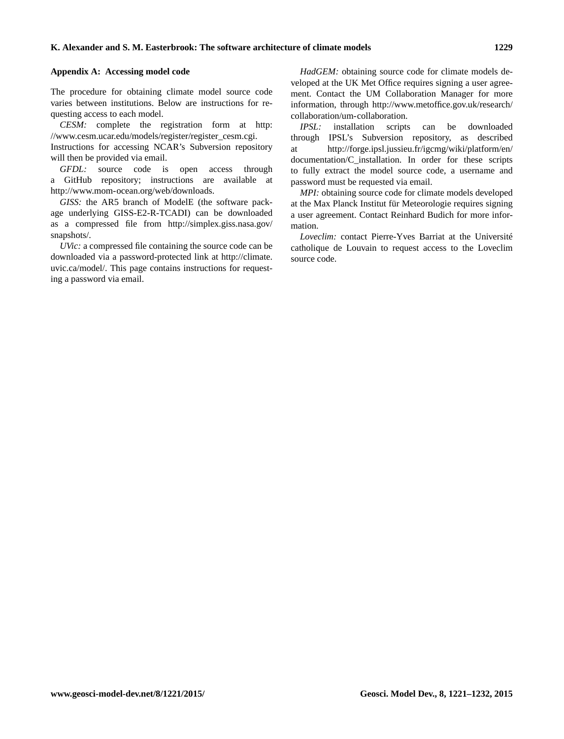## Appendix A: Accessing model code

The procedure for obtaining climate model source code varies between institutions. Below are instructions for requesting access to each model.

*CESM:* complete the registration form at http://www.cesm.ucar.edu/models/register/register_cesm.cgi. Instructions for accessing NCAR's Subversion repository will then be provided via email.

*GFDL:* source code is open access through a GitHub repository; instructions are available at http://www.mom-ocean.org/web/downloads.

*GISS:* the AR5 branch of ModelE (the software package underlying GISS-E2-R-TCADI) can be downloaded as a compressed file from http://simplex.giss.nasa.gov/snapshots/.

*UVic:* a compressed file containing the source code can be downloaded via a password-protected link at http://climate.uvic.ca/model/. This page contains instructions for requesting a password via email.

*HadGEM:* obtaining source code for climate models developed at the UK Met Office requires signing a user agreement. Contact the UM Collaboration Manager for more information, through http://www.metoffice.gov.uk/research/collaboration/um-collaboration.

*IPSL:* installation scripts can be downloaded through IPSL's Subversion repository, as described at http://forge.ipsl.jussieu.fr/igcmg/wiki/platform/en/documentation/C_installation. In order for these scripts to fully extract the model source code, a username and password must be requested via email.

*MPI:* obtaining source code for climate models developed at the Max Planck Institut für Meteorologie requires signing a user agreement. Contact Reinhard Budich for more information.

*Loveclim:* contact Pierre-Yves Barriat at the Université catholique de Louvain to request access to the Loveclim source code.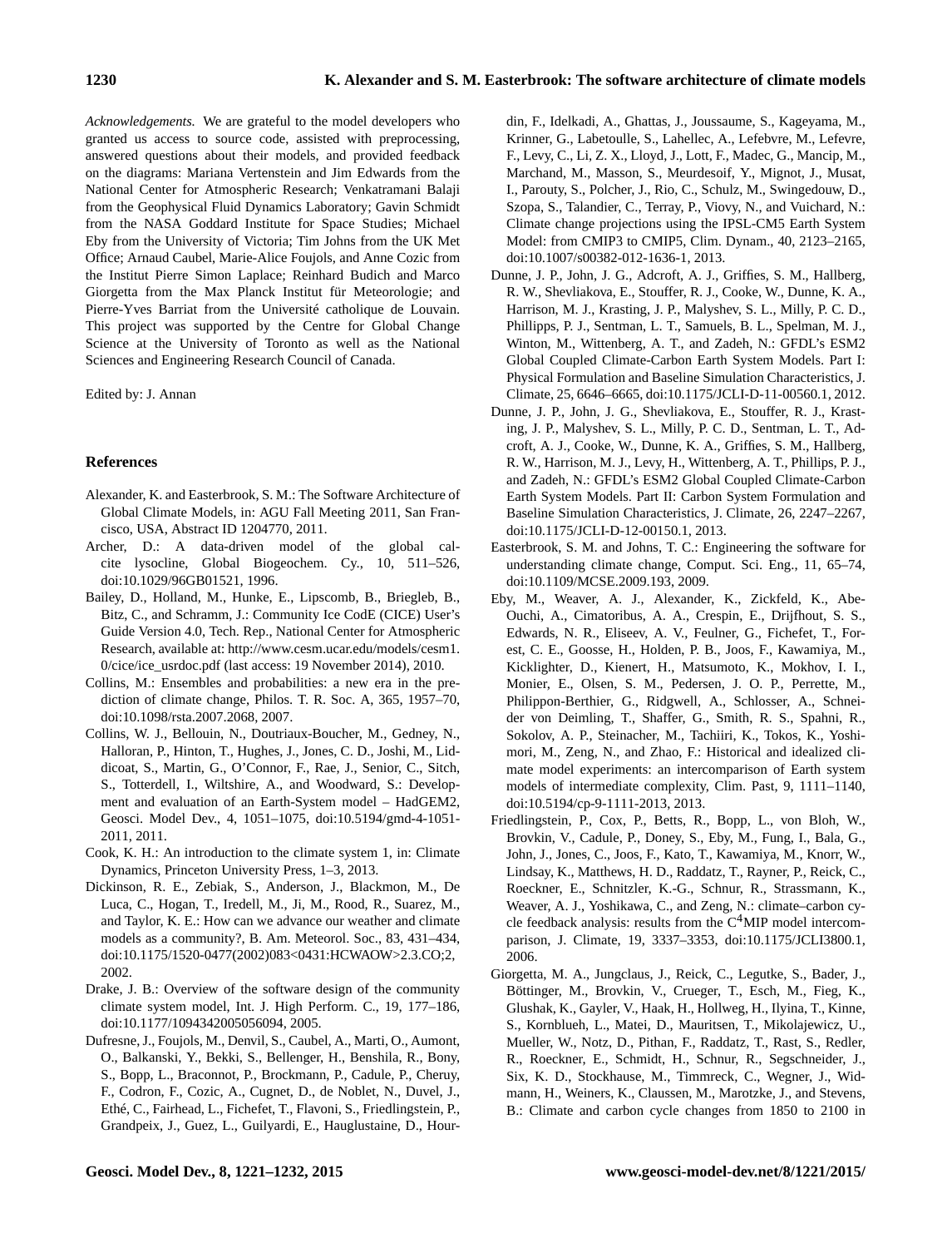*Acknowledgements.* We are grateful to the model developers who granted us access to source code, assisted with preprocessing, answered questions about their models, and provided feedback on the diagrams: Mariana Vertenstein and Jim Edwards from the National Center for Atmospheric Research; Venkatramani Balaji from the Geophysical Fluid Dynamics Laboratory; Gavin Schmidt from the NASA Goddard Institute for Space Studies; Michael Eby from the University of Victoria; Tim Johns from the UK Met Office; Arnaud Caubel, Marie-Alice Foujols, and Anne Cozic from the Institut Pierre Simon Laplace; Reinhard Budich and Marco Giorgetta from the Max Planck Institut für Meteorologie; and Pierre-Yves Barriat from the Université catholique de Louvain. This project was supported by the Centre for Global Change Science at the University of Toronto as well as the National Sciences and Engineering Research Council of Canada.

Edited by: J. Annan

## References

Alexander, K. and Easterbrook, S. M.: The Software Architecture of Global Climate Models, in: AGU Fall Meeting 2011, San Francisco, USA, Abstract ID 1204770, 2011.

Archer, D.: A data-driven model of the global calcite lysocline, Global Biogeochem. Cy., 10, 511–526, doi:10.1029/96GB01521, 1996.

Bailey, D., Holland, M., Hunke, E., Lipscomb, B., Briegleb, B., Bitz, C., and Schramm, J.: Community Ice CodE (CICE) User's Guide Version 4.0, Tech. Rep., National Center for Atmospheric Research, available at: http://www.cesm.ucar.edu/models/cesm1.0/cice/ice_usrdoc.pdf (last access: 19 November 2014), 2010.

Collins, M.: Ensembles and probabilities: a new era in the prediction of climate change, Philos. T. R. Soc. A, 365, 1957–70, doi:10.1098/rsta.2007.2068, 2007.

Collins, W. J., Bellouin, N., Doutriaux-Boucher, M., Gedney, N., Halloran, P., Hinton, T., Hughes, J., Jones, C. D., Joshi, M., Liddicoat, S., Martin, G., O'Connor, F., Rae, J., Senior, C., Sitch, S., Totterdell, I., Wiltshire, A., and Woodward, S.: Development and evaluation of an Earth-System model – HadGEM2, Geosci. Model Dev., 4, 1051–1075, doi:10.5194/gmd-4-1051-2011, 2011.

Cook, K. H.: An introduction to the climate system 1, in: Climate Dynamics, Princeton University Press, 1–3, 2013.

Dickinson, R. E., Zebiak, S., Anderson, J., Blackmon, M., De Luca, C., Hogan, T., Iredell, M., Ji, M., Rood, R., Suarez, M., and Taylor, K. E.: How can we advance our weather and climate models as a community?, B. Am. Meteorol. Soc., 83, 431–434, doi:10.1175/1520-0477(2002)083<0431:HCWAOW>2.3.CO;2, 2002.

Drake, J. B.: Overview of the software design of the community climate system model, Int. J. High Perform. C., 19, 177–186, doi:10.1177/1094342005056094, 2005.

Dufresne, J., Foujols, M., Denvil, S., Caubel, A., Marti, O., Aumont, O., Balkanski, Y., Bekki, S., Bellenger, H., Benshila, R., Bony, S., Bopp, L., Braconnot, P., Brockmann, P., Cadule, P., Cheruy, F., Codron, F., Cozic, A., Cugnet, D., de Noblet, N., Duvel, J., Ethé, C., Fairhead, L., Fichefet, T., Flavoni, S., Friedlingstein, P., Grandpeix, J., Guez, L., Guilyardi, E., Hauglustaine, D., Hourdin, F., Idelkadi, A., Ghattas, J., Joussaume, S., Kageyama, M., Krinner, G., Labetoulle, S., Lahellec, A., Lefebvre, M., Lefevre, F., Levy, C., Li, Z. X., Lloyd, J., Lott, F., Madec, G., Mancip, M., Marchand, M., Masson, S., Meurdesoif, Y., Mignot, J., Musat, I., Parouty, S., Polcher, J., Rio, C., Schulz, M., Swingedouw, D., Szopa, S., Talandier, C., Terray, P., Viovy, N., and Vuichard, N.: Climate change projections using the IPSL-CM5 Earth System Model: from CMIP3 to CMIP5, Clim. Dynam., 40, 2123–2165, doi:10.1007/s00382-012-1636-1, 2013.

Dunne, J. P., John, J. G., Adcroft, A. J., Griffies, S. M., Hallberg, R. W., Shevliakova, E., Stouffer, R. J., Cooke, W., Dunne, K. A., Harrison, M. J., Krasting, J. P., Malyshev, S. L., Milly, P. C. D., Phillipps, P. J., Sentman, L. T., Samuels, B. L., Spelman, M. J., Winton, M., Wittenberg, A. T., and Zadeh, N.: GFDL's ESM2 Global Coupled Climate-Carbon Earth System Models. Part I: Physical Formulation and Baseline Simulation Characteristics, J. Climate, 25, 6646–6665, doi:10.1175/JCLI-D-11-00560.1, 2012.

Dunne, J. P., John, J. G., Shevliakova, E., Stouffer, R. J., Krasting, J. P., Malyshev, S. L., Milly, P. C. D., Sentman, L. T., Adcroft, A. J., Cooke, W., Dunne, K. A., Griffies, S. M., Hallberg, R. W., Harrison, M. J., Levy, H., Wittenberg, A. T., Phillips, P. J., and Zadeh, N.: GFDL's ESM2 Global Coupled Climate-Carbon Earth System Models. Part II: Carbon System Formulation and Baseline Simulation Characteristics, J. Climate, 26, 2247–2267, doi:10.1175/JCLI-D-12-00150.1, 2013.

Easterbrook, S. M. and Johns, T. C.: Engineering the software for understanding climate change, Comput. Sci. Eng., 11, 65–74, doi:10.1109/MCSE.2009.193, 2009.

Eby, M., Weaver, A. J., Alexander, K., Zickfeld, K., Abe-Ouchi, A., Cimatoribus, A. A., Crespin, E., Drijfhout, S. S., Edwards, N. R., Eliseev, A. V., Feulner, G., Fichefet, T., Forest, C. E., Goosse, H., Holden, P. B., Joos, F., Kawamiya, M., Kicklighter, D., Kienert, H., Matsumoto, K., Mokhov, I. I., Monier, E., Olsen, S. M., Pedersen, J. O. P., Perrette, M., Philippon-Berthier, G., Ridgwell, A., Schlosser, A., Schneider von Deimling, T., Shaffer, G., Smith, R. S., Spahni, R., Sokolov, A. P., Steinacher, M., Tachiiri, K., Tokos, K., Yoshimori, M., Zeng, N., and Zhao, F.: Historical and idealized climate model experiments: an intercomparison of Earth system models of intermediate complexity, Clim. Past, 9, 1111–1140, doi:10.5194/cp-9-1111-2013, 2013.

Friedlingstein, P., Cox, P., Betts, R., Bopp, L., von Bloh, W., Brovkin, V., Cadule, P., Doney, S., Eby, M., Fung, I., Bala, G., John, J., Jones, C., Joos, F., Kato, T., Kawamiya, M., Knorr, W., Lindsay, K., Matthews, H. D., Raddatz, T., Rayner, P., Reick, C., Roeckner, E., Schnitzler, K.-G., Schnur, R., Strassmann, K., Weaver, A. J., Yoshikawa, C., and Zeng, N.: climate–carbon cycle feedback analysis: results from the $C^4$MIP model intercomparison, J. Climate, 19, 3337–3353, doi:10.1175/JCLI3800.1, 2006.

Giorgetta, M. A., Jungclaus, J., Reick, C., Legutke, S., Bader, J., Böttinger, M., Brovkin, V., Crueger, T., Esch, M., Fieg, K., Glushak, K., Gayler, V., Haak, H., Hollweg, H., Ilyina, T., Kinne, S., Kornblueh, L., Matei, D., Mauritsen, T., Mikolajewicz, U., Mueller, W., Notz, D., Pithan, F., Raddatz, T., Rast, S., Redler, R., Roeckner, E., Schmidt, H., Schnur, R., Segschneider, J., Six, K. D., Stockhause, M., Timmreck, C., Wegner, J., Widmann, H., Weiners, K., Claussen, M., Marotzke, J., and Stevens, B.: Climate and carbon cycle changes from 1850 to 2100 in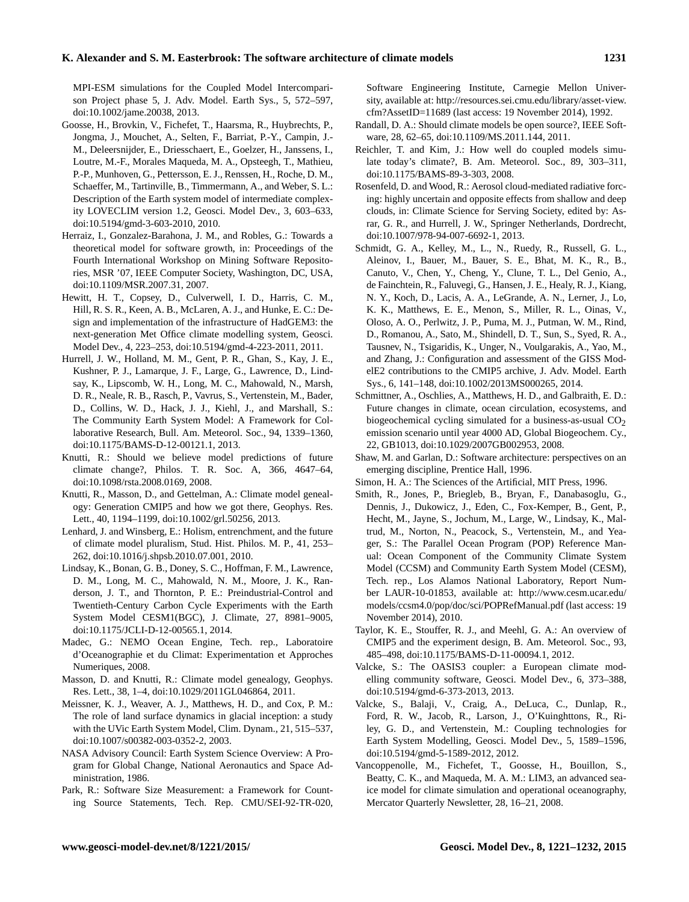MPI-ESM simulations for the Coupled Model Intercomparison Project phase 5, J. Adv. Model. Earth Sys., 5, 572–597, doi:10.1002/jame.20038, 2013.

Goosse, H., Brovkin, V., Fichefet, T., Haarsma, R., Huybrechts, P., Jongma, J., Mouchet, A., Selten, F., Barriat, P.-Y., Campin, J.-M., Deleersnijder, E., Driesschaert, E., Goelzer, H., Janssens, I., Loutre, M.-F., Morales Maqueda, M. A., Opsteegh, T., Mathieu, P.-P., Munhoven, G., Pettersson, E. J., Renssen, H., Roche, D. M., Schaeffer, M., Tartinville, B., Timmermann, A., and Weber, S. L.: Description of the Earth system model of intermediate complexity LOVECLIM version 1.2, Geosci. Model Dev., 3, 603–633, doi:10.5194/gmd-3-603-2010, 2010.

Herraiz, I., Gonzalez-Barahona, J. M., and Robles, G.: Towards a theoretical model for software growth, in: Proceedings of the Fourth International Workshop on Mining Software Repositories, MSR '07, IEEE Computer Society, Washington, DC, USA, doi:10.1109/MSR.2007.31, 2007.

Hewitt, H. T., Copsey, D., Culverwell, I. D., Harris, C. M., Hill, R. S. R., Keen, A. B., McLaren, A. J., and Hunke, E. C.: Design and implementation of the infrastructure of HadGEM3: the next-generation Met Office climate modelling system, Geosci. Model Dev., 4, 223–253, doi:10.5194/gmd-4-223-2011, 2011.

Hurrell, J. W., Holland, M. M., Gent, P. R., Ghan, S., Kay, J. E., Kushner, P. J., Lamarque, J. F., Large, G., Lawrence, D., Lindsay, K., Lipscomb, W. H., Long, M. C., Mahowald, N., Marsh, D. R., Neale, R. B., Rasch, P., Vavrus, S., Vertenstein, M., Bader, D., Collins, W. D., Hack, J. J., Kiehl, J., and Marshall, S.: The Community Earth System Model: A Framework for Collaborative Research, Bull. Am. Meteorol. Soc., 94, 1339–1360, doi:10.1175/BAMS-D-12-00121.1, 2013.

Knutti, R.: Should we believe model predictions of future climate change?, Philos. T. R. Soc. A, 366, 4647–64, doi:10.1098/rsta.2008.0169, 2008.

Knutti, R., Masson, D., and Gettelman, A.: Climate model genealogy: Generation CMIP5 and how we got there, Geophys. Res. Lett., 40, 1194–1199, doi:10.1002/grl.50256, 2013.

Lenhard, J. and Winsberg, E.: Holism, entrenchment, and the future of climate model pluralism, Stud. Hist. Philos. M. P., 41, 253–262, doi:10.1016/j.shpsb.2010.07.001, 2010.

Lindsay, K., Bonan, G. B., Doney, S. C., Hoffman, F. M., Lawrence, D. M., Long, M. C., Mahowald, N. M., Moore, J. K., Randerson, J. T., and Thornton, P. E.: Preindustrial-Control and Twentieth-Century Carbon Cycle Experiments with the Earth System Model CESM1(BGC), J. Climate, 27, 8981–9005, doi:10.1175/JCLI-D-12-00565.1, 2014.

Madec, G.: NEMO Ocean Engine, Tech. rep., Laboratoire d'Oceanographie et du Climat: Experimentation et Approches Numeriques, 2008.

Masson, D. and Knutti, R.: Climate model genealogy, Geophys. Res. Lett., 38, 1–4, doi:10.1029/2011GL046864, 2011.

Meissner, K. J., Weaver, A. J., Matthews, H. D., and Cox, P. M.: The role of land surface dynamics in glacial inception: a study with the UVic Earth System Model, Clim. Dynam., 21, 515–537, doi:10.1007/s00382-003-0352-2, 2003.

NASA Advisory Council: Earth System Science Overview: A Program for Global Change, National Aeronautics and Space Administration, 1986.

Park, R.: Software Size Measurement: a Framework for Counting Source Statements, Tech. Rep. CMU/SEI-92-TR-020, Software Engineering Institute, Carnegie Mellon University, available at: http://resources.sei.cmu.edu/library/asset-view.cfm?AssetID=11689 (last access: 19 November 2014), 1992.

Randall, D. A.: Should climate models be open source?, IEEE Software, 28, 62–65, doi:10.1109/MS.2011.144, 2011.

Reichler, T. and Kim, J.: How well do coupled models simulate today's climate?, B. Am. Meteorol. Soc., 89, 303–311, doi:10.1175/BAMS-89-3-303, 2008.

Rosenfeld, D. and Wood, R.: Aerosol cloud-mediated radiative forcing: highly uncertain and opposite effects from shallow and deep clouds, in: Climate Science for Serving Society, edited by: Asrar, G. R., and Hurrell, J. W., Springer Netherlands, Dordrecht, doi:10.1007/978-94-007-6692-1, 2013.

Schmidt, G. A., Kelley, M., L., N., Ruedy, R., Russell, G. L., Aleinov, I., Bauer, M., Bauer, S. E., Bhat, M. K., R., B., Canuto, V., Chen, Y., Cheng, Y., Clune, T. L., Del Genio, A., de Fainchtein, R., Faluvegi, G., Hansen, J. E., Healy, R. J., Kiang, N. Y., Koch, D., Lacis, A. A., LeGrande, A. N., Lerner, J., Lo, K. K., Matthews, E. E., Menon, S., Miller, R. L., Oinas, V., Oloso, A. O., Perlwitz, J. P., Puma, M. J., Putman, W. M., Rind, D., Romanou, A., Sato, M., Shindell, D. T., Sun, S., Syed, R. A., Tausnev, N., Tsigaridis, K., Unger, N., Voulgarakis, A., Yao, M., and Zhang, J.: Configuration and assessment of the GISS ModelE2 contributions to the CMIP5 archive, J. Adv. Model. Earth Sys., 6, 141–148, doi:10.1002/2013MS000265, 2014.

Schmittner, A., Oschlies, A., Matthews, H. D., and Galbraith, E. D.: Future changes in climate, ocean circulation, ecosystems, and biogeochemical cycling simulated for a business-as-usual $CO_2$ emission scenario until year 4000 AD, Global Biogeochem. Cy., 22, GB1013, doi:10.1029/2007GB002953, 2008.

Shaw, M. and Garlan, D.: Software architecture: perspectives on an emerging discipline, Prentice Hall, 1996.

Simon, H. A.: The Sciences of the Artificial, MIT Press, 1996.

Smith, R., Jones, P., Briegleb, B., Bryan, F., Danabasoglu, G., Dennis, J., Dukowicz, J., Eden, C., Fox-Kemper, B., Gent, P., Hecht, M., Jayne, S., Jochum, M., Large, W., Lindsay, K., Maltrud, M., Norton, N., Peacock, S., Vertenstein, M., and Yeager, S.: The Parallel Ocean Program (POP) Reference Manual: Ocean Component of the Community Climate System Model (CCSM) and Community Earth System Model (CESM), Tech. rep., Los Alamos National Laboratory, Report Number LAUR-10-01853, available at: http://www.cesm.ucar.edu/models/ccsm4.0/pop/doc/sci/POPRefManual.pdf (last access: 19 November 2014), 2010.

Taylor, K. E., Stouffer, R. J., and Meehl, G. A.: An overview of CMIP5 and the experiment design, B. Am. Meteorol. Soc., 93, 485–498, doi:10.1175/BAMS-D-11-00094.1, 2012.

Valcke, S.: The OASIS3 coupler: a European climate modelling community software, Geosci. Model Dev., 6, 373–388, doi:10.5194/gmd-6-373-2013, 2013.

Valcke, S., Balaji, V., Craig, A., DeLuca, C., Dunlap, R., Ford, R. W., Jacob, R., Larson, J., O'Kuinghttons, R., Riley, G. D., and Vertenstein, M.: Coupling technologies for Earth System Modelling, Geosci. Model Dev., 5, 1589–1596, doi:10.5194/gmd-5-1589-2012, 2012.

Vancoppenolle, M., Fichefet, T., Goosse, H., Bouillon, S., Beatty, C. K., and Maqueda, M. A. M.: LIM3, an advanced sea-ice model for climate simulation and operational oceanography, Mercator Quarterly Newsletter, 28, 16–21, 2008.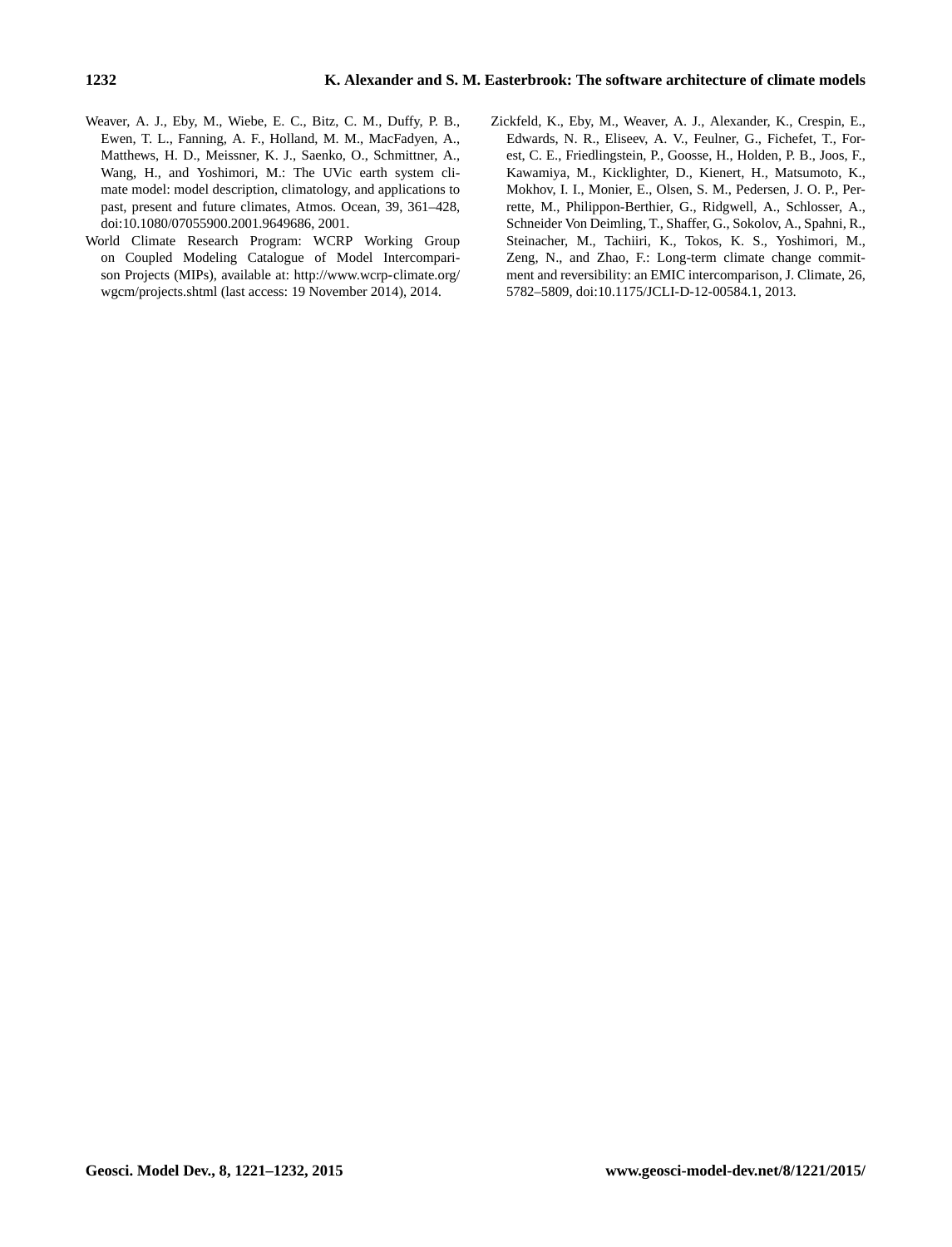Weaver, A. J., Eby, M., Wiebe, E. C., Bitz, C. M., Duffy, P. B., Ewen, T. L., Fanning, A. F., Holland, M. M., MacFadyen, A., Matthews, H. D., Meissner, K. J., Saenko, O., Schmittner, A., Wang, H., and Yoshimori, M.: The UVic earth system climate model: model description, climatology, and applications to past, present and future climates, Atmos. Ocean, 39, 361–428, doi:10.1080/07055900.2001.9649686, 2001.

World Climate Research Program: WCRP Working Group on Coupled Modeling Catalogue of Model Intercomparison Projects (MIPs), available at: http://www.wcrp-climate.org/wgcm/projects.shtml (last access: 19 November 2014), 2014.

Zickfeld, K., Eby, M., Weaver, A. J., Alexander, K., Crespin, E., Edwards, N. R., Eliseev, A. V., Feulner, G., Fichefet, T., Forest, C. E., Friedlingstein, P., Goosse, H., Holden, P. B., Joos, F., Kawamiya, M., Kicklighter, D., Kienert, H., Matsumoto, K., Mokhov, I. I., Monier, E., Olsen, S. M., Pedersen, J. O. P., Perrette, M., Philippon-Berthier, G., Ridgwell, A., Schlosser, A., Schneider Von Deimling, T., Shaffer, G., Sokolov, A., Spahni, R., Steinacher, M., Tachiiri, K., Tokos, K. S., Yoshimori, M., Zeng, N., and Zhao, F.: Long-term climate change commitment and reversibility: an EMIC intercomparison, J. Climate, 26, 5782–5809, doi:10.1175/JCLI-D-12-00584.1, 2013.